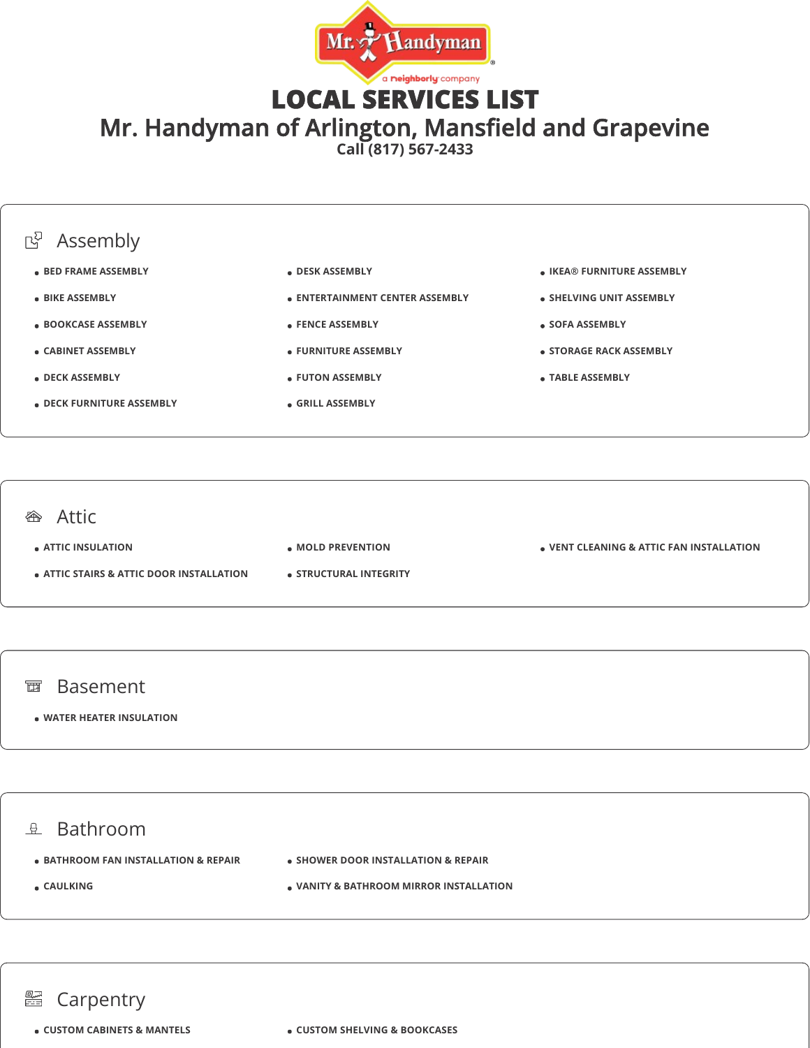# LOCAL SERVICES LIST

## Mr. Handyman of Arlington, Mansfield and Grapevine

Call (817) 567-2433

### Assembly

- BED FRAME ASSEMBLY
- BIKE ASSEMBLY
- BOOKCASE ASSEMBLY
- CABINET ASSEMBLY
- DECK ASSEMBLY
- DECK FURNITURE ASSEMBLY
- DESK ASSEMBLY
- ENTERTAINMENT CENTER ASSEMBLY
- FENCE ASSEMBLY
- FURNITURE ASSEMBLY
- FUTON ASSEMBLY
- GRILL ASSEMBLY
- IKEA® FURNITURE ASSEMBLY
- SHELVING UNIT ASSEMBLY
- SOFA ASSEMBLY
- STORAGE RACK ASSEMBLY
- TABLE ASSEMBLY

### Attic

- ATTIC INSULATION
- ATTIC STAIRS & ATTIC DOOR INSTALLATION
- MOLD PREVENTION
- STRUCTURAL INTEGRITY
- VENT CLEANING & ATTIC FAN INSTALLATION

### Basement

- WATER HEATER INSULATION

### Bathroom

- BATHROOM FAN INSTALLATION & REPAIR
- CAULKING
- SHOWER DOOR INSTALLATION & REPAIR
- VANITY & BATHROOM MIRROR INSTALLATION

### Carpentry

- CUSTOM CABINETS & MANTELS
- CUSTOM SHELVING & BOOKCASES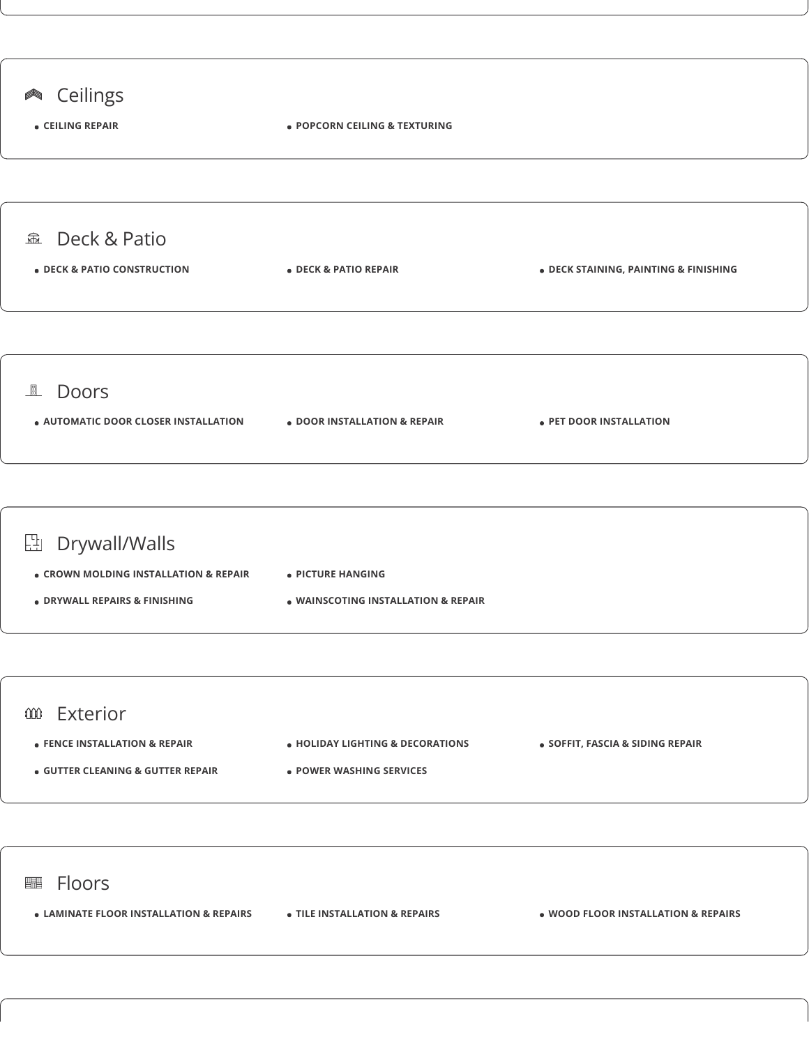## Ceilings

- CEILING REPAIR
- POPCORN CEILING & TEXTURING

## Deck & Patio

- DECK & PATIO CONSTRUCTION
- DECK & PATIO REPAIR
- DECK STAINING, PAINTING & FINISHING

## Doors

- AUTOMATIC DOOR CLOSER INSTALLATION
- DOOR INSTALLATION & REPAIR
- PET DOOR INSTALLATION

## Drywall/Walls

- CROWN MOLDING INSTALLATION & REPAIR
- DRYWALL REPAIRS & FINISHING
- PICTURE HANGING
- WAINSCOTING INSTALLATION & REPAIR

## Exterior

- FENCE INSTALLATION & REPAIR
- GUTTER CLEANING & GUTTER REPAIR
- HOLIDAY LIGHTING & DECORATIONS
- POWER WASHING SERVICES
- SOFFIT, FASCIA & SIDING REPAIR

## Floors

- LAMINATE FLOOR INSTALLATION & REPAIRS
- TILE INSTALLATION & REPAIRS
- WOOD FLOOR INSTALLATION & REPAIRS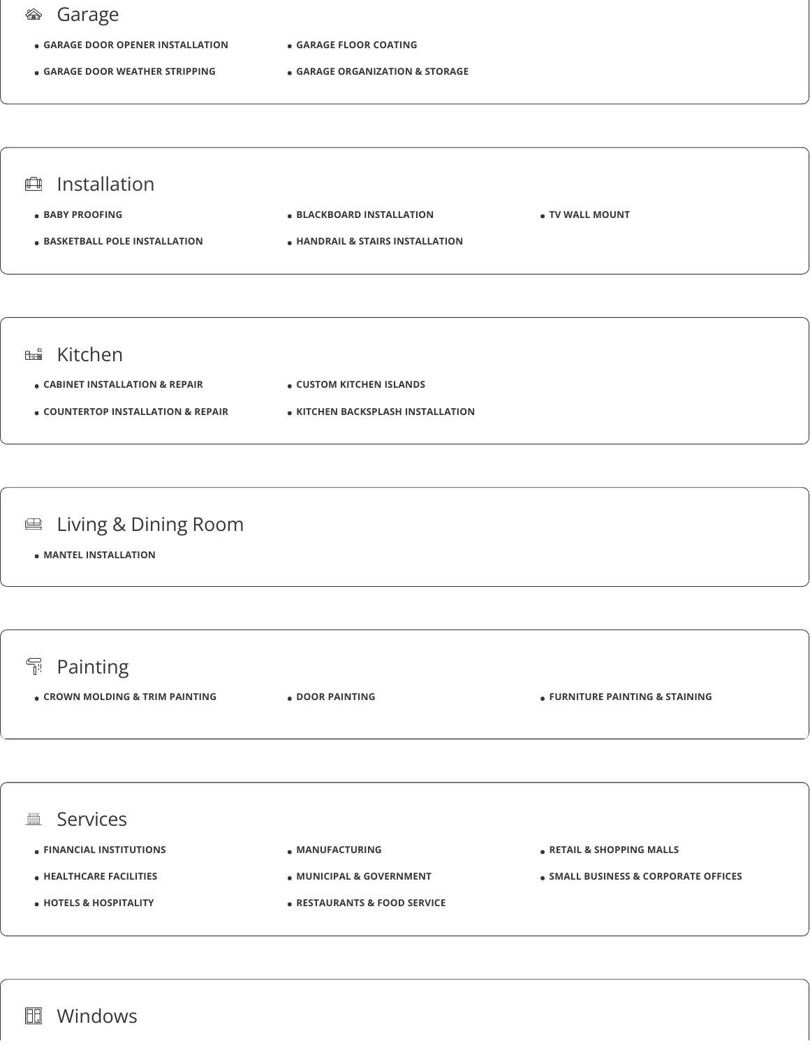## Garage

- GARAGE DOOR OPENER INSTALLATION
- GARAGE DOOR WEATHER STRIPPING
- GARAGE FLOOR COATING
- GARAGE ORGANIZATION & STORAGE

## Installation

- BABY PROOFING
- BASKETBALL POLE INSTALLATION
- BLACKBOARD INSTALLATION
- HANDRAIL & STAIRS INSTALLATION
- TV WALL MOUNT

## Kitchen

- CABINET INSTALLATION & REPAIR
- COUNTERTOP INSTALLATION & REPAIR
- CUSTOM KITCHEN ISLANDS
- KITCHEN BACKSPLASH INSTALLATION

## Living & Dining Room

- MANTEL INSTALLATION

## Painting

- CROWN MOLDING & TRIM PAINTING
- DOOR PAINTING
- FURNITURE PAINTING & STAINING

## Services

- FINANCIAL INSTITUTIONS
- HEALTHCARE FACILITIES
- HOTELS & HOSPITALITY
- MANUFACTURING
- MUNICIPAL & GOVERNMENT
- RESTAURANTS & FOOD SERVICE
- RETAIL & SHOPPING MALLS
- SMALL BUSINESS & CORPORATE OFFICES

## Windows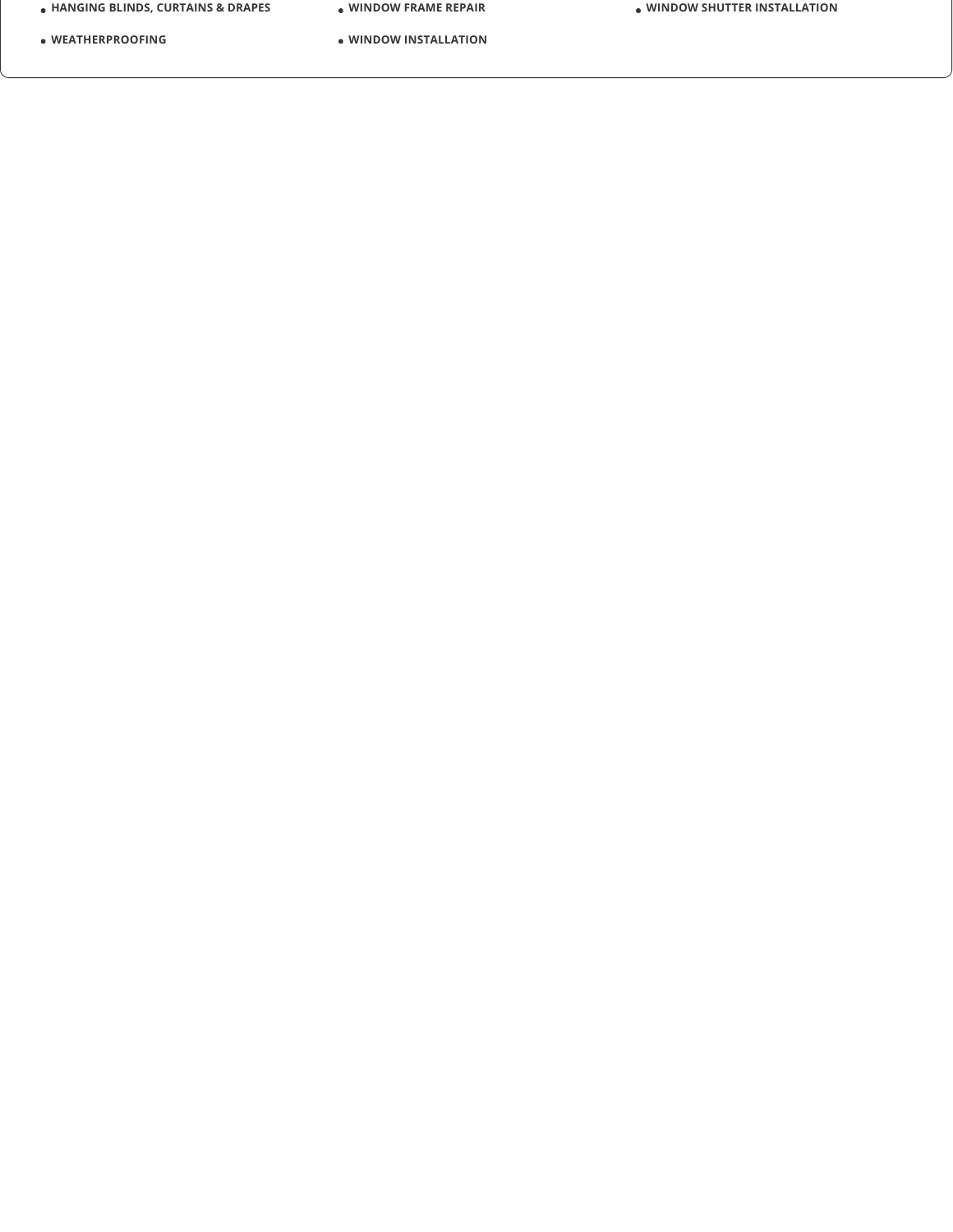- HANGING BLINDS, CURTAINS & DRAPES
- WINDOW FRAME REPAIR
- WINDOW SHUTTER INSTALLATION
- WEATHERPROOFING
- WINDOW INSTALLATION